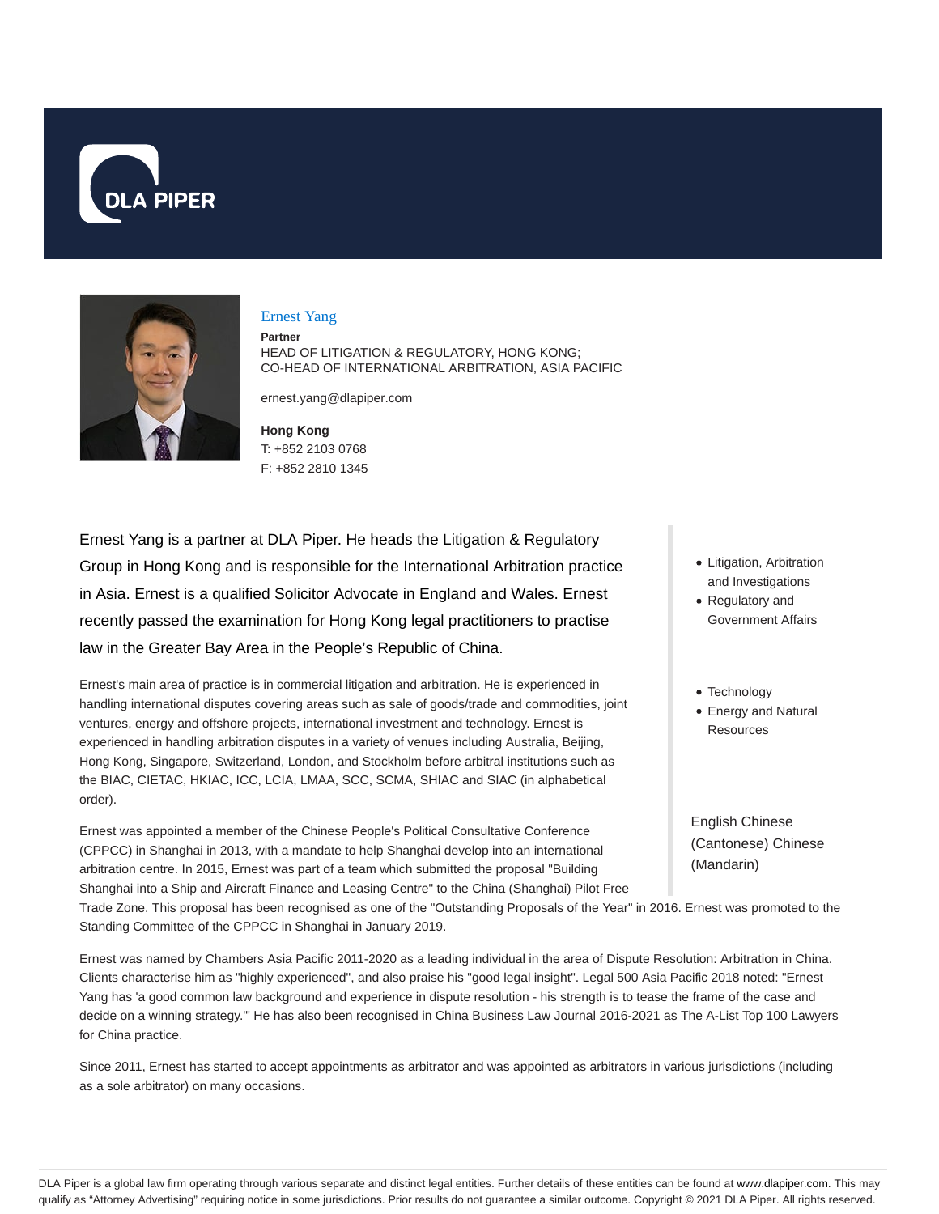DLA PIPER

## Ernest Yang

**Partner**

HEAD OF LITIGATION & REGULATORY, HONG KONG;
CO-HEAD OF INTERNATIONAL ARBITRATION, ASIA PACIFIC

ernest.yang@dlapiper.com

**Hong Kong**
T: +852 2103 0768
F: +852 2810 1345

Ernest Yang is a partner at DLA Piper. He heads the Litigation & Regulatory Group in Hong Kong and is responsible for the International Arbitration practice in Asia. Ernest is a qualified Solicitor Advocate in England and Wales. Ernest recently passed the examination for Hong Kong legal practitioners to practise law in the Greater Bay Area in the People's Republic of China.

Ernest's main area of practice is in commercial litigation and arbitration. He is experienced in handling international disputes covering areas such as sale of goods/trade and commodities, joint ventures, energy and offshore projects, international investment and technology. Ernest is experienced in handling arbitration disputes in a variety of venues including Australia, Beijing, Hong Kong, Singapore, Switzerland, London, and Stockholm before arbitral institutions such as the BIAC, CIETAC, HKIAC, ICC, LCIA, LMAA, SCC, SCMA, SHIAC and SIAC (in alphabetical order).

Ernest was appointed a member of the Chinese People's Political Consultative Conference (CPPCC) in Shanghai in 2013, with a mandate to help Shanghai develop into an international arbitration centre. In 2015, Ernest was part of a team which submitted the proposal "Building Shanghai into a Ship and Aircraft Finance and Leasing Centre" to the China (Shanghai) Pilot Free Trade Zone. This proposal has been recognised as one of the "Outstanding Proposals of the Year" in 2016. Ernest was promoted to the Standing Committee of the CPPCC in Shanghai in January 2019.

Ernest was named by Chambers Asia Pacific 2011-2020 as a leading individual in the area of Dispute Resolution: Arbitration in China. Clients characterise him as "highly experienced", and also praise his "good legal insight". Legal 500 Asia Pacific 2018 noted: "Ernest Yang has 'a good common law background and experience in dispute resolution - his strength is to tease the frame of the case and decide on a winning strategy.'" He has also been recognised in China Business Law Journal 2016-2021 as The A-List Top 100 Lawyers for China practice.

Since 2011, Ernest has started to accept appointments as arbitrator and was appointed as arbitrators in various jurisdictions (including as a sole arbitrator) on many occasions.

- Litigation, Arbitration and Investigations
- Regulatory and Government Affairs

- Technology
- Energy and Natural Resources

English Chinese (Cantonese) Chinese (Mandarin)

DLA Piper is a global law firm operating through various separate and distinct legal entities. Further details of these entities can be found at www.dlapiper.com. This may qualify as "Attorney Advertising" requiring notice in some jurisdictions. Prior results do not guarantee a similar outcome. Copyright © 2021 DLA Piper. All rights reserved.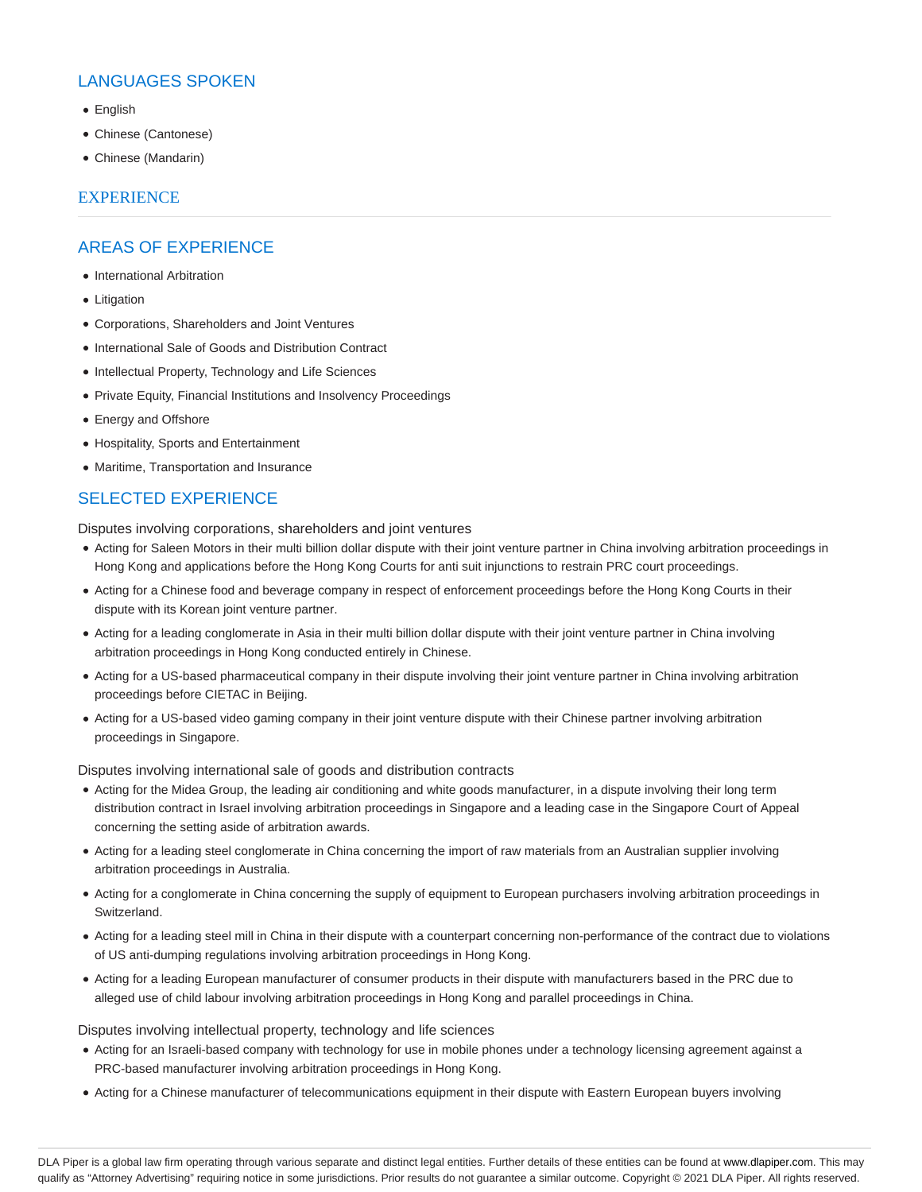## LANGUAGES SPOKEN

- English
- Chinese (Cantonese)
- Chinese (Mandarin)

## EXPERIENCE

## AREAS OF EXPERIENCE

- International Arbitration
- Litigation
- Corporations, Shareholders and Joint Ventures
- International Sale of Goods and Distribution Contract
- Intellectual Property, Technology and Life Sciences
- Private Equity, Financial Institutions and Insolvency Proceedings
- Energy and Offshore
- Hospitality, Sports and Entertainment
- Maritime, Transportation and Insurance

## SELECTED EXPERIENCE

Disputes involving corporations, shareholders and joint ventures

- Acting for Saleen Motors in their multi billion dollar dispute with their joint venture partner in China involving arbitration proceedings in Hong Kong and applications before the Hong Kong Courts for anti suit injunctions to restrain PRC court proceedings.
- Acting for a Chinese food and beverage company in respect of enforcement proceedings before the Hong Kong Courts in their dispute with its Korean joint venture partner.
- Acting for a leading conglomerate in Asia in their multi billion dollar dispute with their joint venture partner in China involving arbitration proceedings in Hong Kong conducted entirely in Chinese.
- Acting for a US-based pharmaceutical company in their dispute involving their joint venture partner in China involving arbitration proceedings before CIETAC in Beijing.
- Acting for a US-based video gaming company in their joint venture dispute with their Chinese partner involving arbitration proceedings in Singapore.

Disputes involving international sale of goods and distribution contracts

- Acting for the Midea Group, the leading air conditioning and white goods manufacturer, in a dispute involving their long term distribution contract in Israel involving arbitration proceedings in Singapore and a leading case in the Singapore Court of Appeal concerning the setting aside of arbitration awards.
- Acting for a leading steel conglomerate in China concerning the import of raw materials from an Australian supplier involving arbitration proceedings in Australia.
- Acting for a conglomerate in China concerning the supply of equipment to European purchasers involving arbitration proceedings in Switzerland.
- Acting for a leading steel mill in China in their dispute with a counterpart concerning non-performance of the contract due to violations of US anti-dumping regulations involving arbitration proceedings in Hong Kong.
- Acting for a leading European manufacturer of consumer products in their dispute with manufacturers based in the PRC due to alleged use of child labour involving arbitration proceedings in Hong Kong and parallel proceedings in China.

Disputes involving intellectual property, technology and life sciences

- Acting for an Israeli-based company with technology for use in mobile phones under a technology licensing agreement against a PRC-based manufacturer involving arbitration proceedings in Hong Kong.
- Acting for a Chinese manufacturer of telecommunications equipment in their dispute with Eastern European buyers involving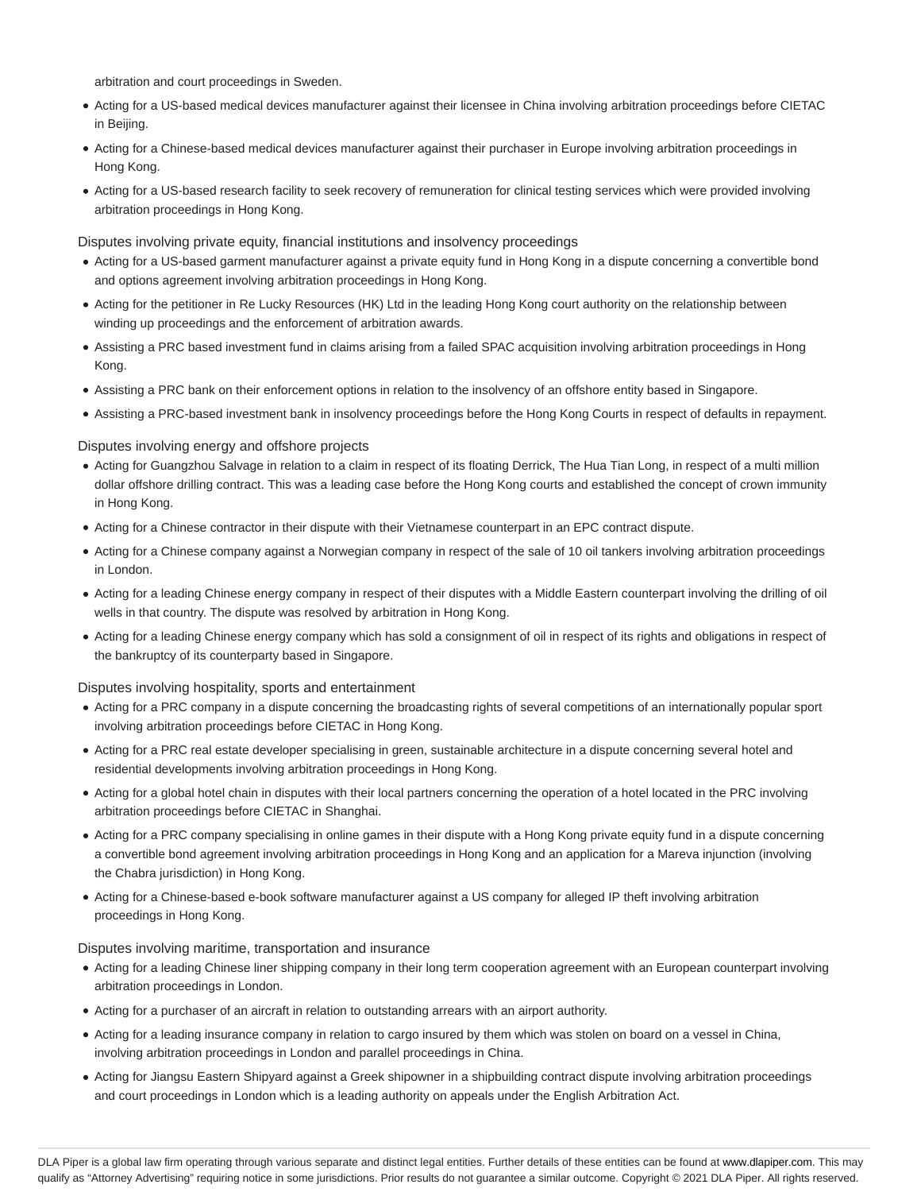arbitration and court proceedings in Sweden.

- Acting for a US-based medical devices manufacturer against their licensee in China involving arbitration proceedings before CIETAC in Beijing.
- Acting for a Chinese-based medical devices manufacturer against their purchaser in Europe involving arbitration proceedings in Hong Kong.
- Acting for a US-based research facility to seek recovery of remuneration for clinical testing services which were provided involving arbitration proceedings in Hong Kong.

Disputes involving private equity, financial institutions and insolvency proceedings

- Acting for a US-based garment manufacturer against a private equity fund in Hong Kong in a dispute concerning a convertible bond and options agreement involving arbitration proceedings in Hong Kong.
- Acting for the petitioner in Re Lucky Resources (HK) Ltd in the leading Hong Kong court authority on the relationship between winding up proceedings and the enforcement of arbitration awards.
- Assisting a PRC based investment fund in claims arising from a failed SPAC acquisition involving arbitration proceedings in Hong Kong.
- Assisting a PRC bank on their enforcement options in relation to the insolvency of an offshore entity based in Singapore.
- Assisting a PRC-based investment bank in insolvency proceedings before the Hong Kong Courts in respect of defaults in repayment.

Disputes involving energy and offshore projects

- Acting for Guangzhou Salvage in relation to a claim in respect of its floating Derrick, The Hua Tian Long, in respect of a multi million dollar offshore drilling contract. This was a leading case before the Hong Kong courts and established the concept of crown immunity in Hong Kong.
- Acting for a Chinese contractor in their dispute with their Vietnamese counterpart in an EPC contract dispute.
- Acting for a Chinese company against a Norwegian company in respect of the sale of 10 oil tankers involving arbitration proceedings in London.
- Acting for a leading Chinese energy company in respect of their disputes with a Middle Eastern counterpart involving the drilling of oil wells in that country. The dispute was resolved by arbitration in Hong Kong.
- Acting for a leading Chinese energy company which has sold a consignment of oil in respect of its rights and obligations in respect of the bankruptcy of its counterparty based in Singapore.

Disputes involving hospitality, sports and entertainment

- Acting for a PRC company in a dispute concerning the broadcasting rights of several competitions of an internationally popular sport involving arbitration proceedings before CIETAC in Hong Kong.
- Acting for a PRC real estate developer specialising in green, sustainable architecture in a dispute concerning several hotel and residential developments involving arbitration proceedings in Hong Kong.
- Acting for a global hotel chain in disputes with their local partners concerning the operation of a hotel located in the PRC involving arbitration proceedings before CIETAC in Shanghai.
- Acting for a PRC company specialising in online games in their dispute with a Hong Kong private equity fund in a dispute concerning a convertible bond agreement involving arbitration proceedings in Hong Kong and an application for a Mareva injunction (involving the Chabra jurisdiction) in Hong Kong.
- Acting for a Chinese-based e-book software manufacturer against a US company for alleged IP theft involving arbitration proceedings in Hong Kong.

Disputes involving maritime, transportation and insurance

- Acting for a leading Chinese liner shipping company in their long term cooperation agreement with an European counterpart involving arbitration proceedings in London.
- Acting for a purchaser of an aircraft in relation to outstanding arrears with an airport authority.
- Acting for a leading insurance company in relation to cargo insured by them which was stolen on board on a vessel in China, involving arbitration proceedings in London and parallel proceedings in China.
- Acting for Jiangsu Eastern Shipyard against a Greek shipowner in a shipbuilding contract dispute involving arbitration proceedings and court proceedings in London which is a leading authority on appeals under the English Arbitration Act.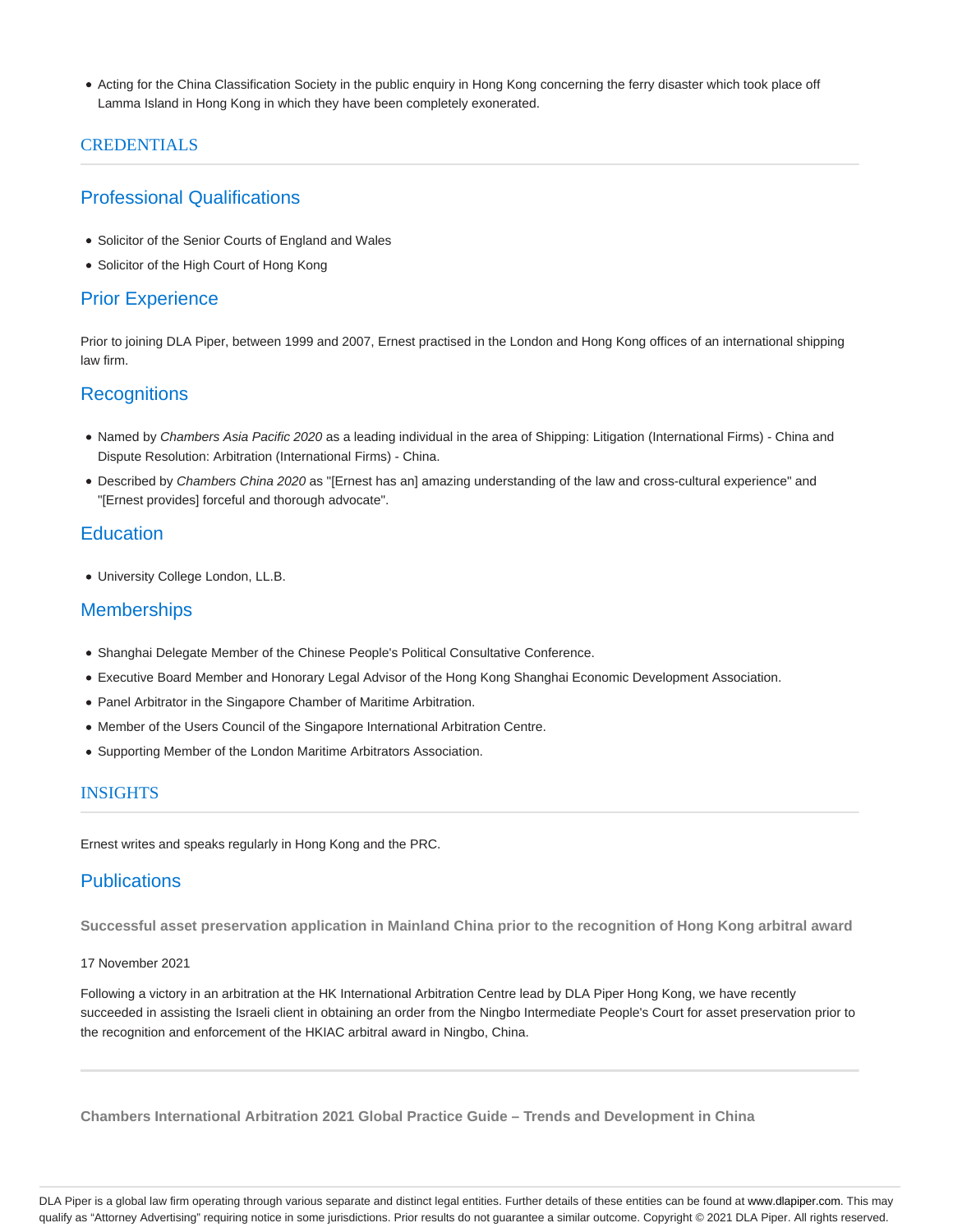- Acting for the China Classification Society in the public enquiry in Hong Kong concerning the ferry disaster which took place off Lamma Island in Hong Kong in which they have been completely exonerated.

## CREDENTIALS

### Professional Qualifications

- Solicitor of the Senior Courts of England and Wales
- Solicitor of the High Court of Hong Kong

### Prior Experience

Prior to joining DLA Piper, between 1999 and 2007, Ernest practised in the London and Hong Kong offices of an international shipping law firm.

### Recognitions

- Named by *Chambers Asia Pacific 2020* as a leading individual in the area of Shipping: Litigation (International Firms) - China and Dispute Resolution: Arbitration (International Firms) - China.
- Described by *Chambers China 2020* as "[Ernest has an] amazing understanding of the law and cross-cultural experience" and "[Ernest provides] forceful and thorough advocate".

### Education

- University College London, LL.B.

### Memberships

- Shanghai Delegate Member of the Chinese People's Political Consultative Conference.
- Executive Board Member and Honorary Legal Advisor of the Hong Kong Shanghai Economic Development Association.
- Panel Arbitrator in the Singapore Chamber of Maritime Arbitration.
- Member of the Users Council of the Singapore International Arbitration Centre.
- Supporting Member of the London Maritime Arbitrators Association.

## INSIGHTS

Ernest writes and speaks regularly in Hong Kong and the PRC.

### Publications

**Successful asset preservation application in Mainland China prior to the recognition of Hong Kong arbitral award**

17 November 2021

Following a victory in an arbitration at the HK International Arbitration Centre lead by DLA Piper Hong Kong, we have recently succeeded in assisting the Israeli client in obtaining an order from the Ningbo Intermediate People's Court for asset preservation prior to the recognition and enforcement of the HKIAC arbitral award in Ningbo, China.

---

**Chambers International Arbitration 2021 Global Practice Guide – Trends and Development in China**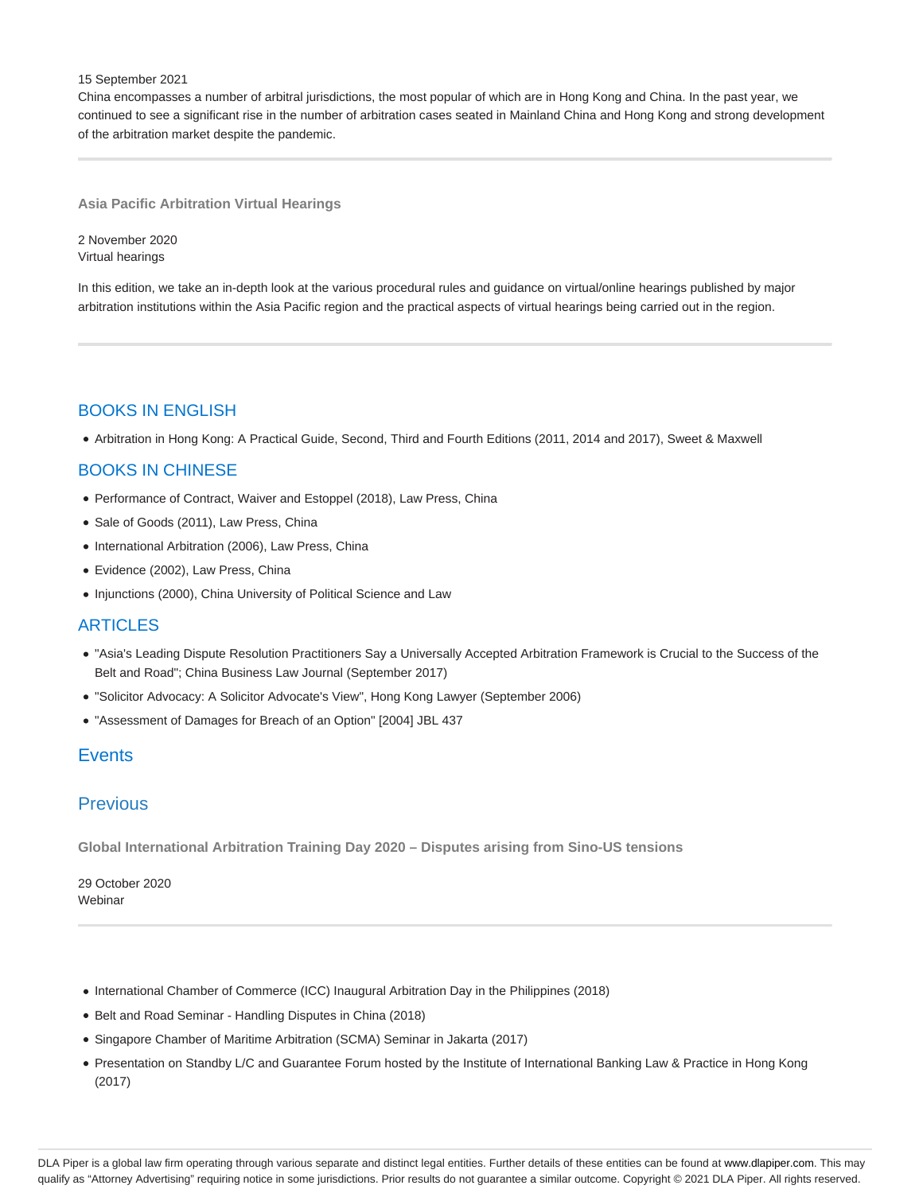15 September 2021

China encompasses a number of arbitral jurisdictions, the most popular of which are in Hong Kong and China. In the past year, we continued to see a significant rise in the number of arbitration cases seated in Mainland China and Hong Kong and strong development of the arbitration market despite the pandemic.

---

**Asia Pacific Arbitration Virtual Hearings**

2 November 2020
Virtual hearings

In this edition, we take an in-depth look at the various procedural rules and guidance on virtual/online hearings published by major arbitration institutions within the Asia Pacific region and the practical aspects of virtual hearings being carried out in the region.

---

## BOOKS IN ENGLISH

- Arbitration in Hong Kong: A Practical Guide, Second, Third and Fourth Editions (2011, 2014 and 2017), Sweet & Maxwell

## BOOKS IN CHINESE

- Performance of Contract, Waiver and Estoppel (2018), Law Press, China
- Sale of Goods (2011), Law Press, China
- International Arbitration (2006), Law Press, China
- Evidence (2002), Law Press, China
- Injunctions (2000), China University of Political Science and Law

## ARTICLES

- "Asia's Leading Dispute Resolution Practitioners Say a Universally Accepted Arbitration Framework is Crucial to the Success of the Belt and Road"; China Business Law Journal (September 2017)
- "Solicitor Advocacy: A Solicitor Advocate's View", Hong Kong Lawyer (September 2006)
- "Assessment of Damages for Breach of an Option" [2004] JBL 437

## Events

## Previous

**Global International Arbitration Training Day 2020 – Disputes arising from Sino-US tensions**

29 October 2020
Webinar

---

- International Chamber of Commerce (ICC) Inaugural Arbitration Day in the Philippines (2018)
- Belt and Road Seminar - Handling Disputes in China (2018)
- Singapore Chamber of Maritime Arbitration (SCMA) Seminar in Jakarta (2017)
- Presentation on Standby L/C and Guarantee Forum hosted by the Institute of International Banking Law & Practice in Hong Kong (2017)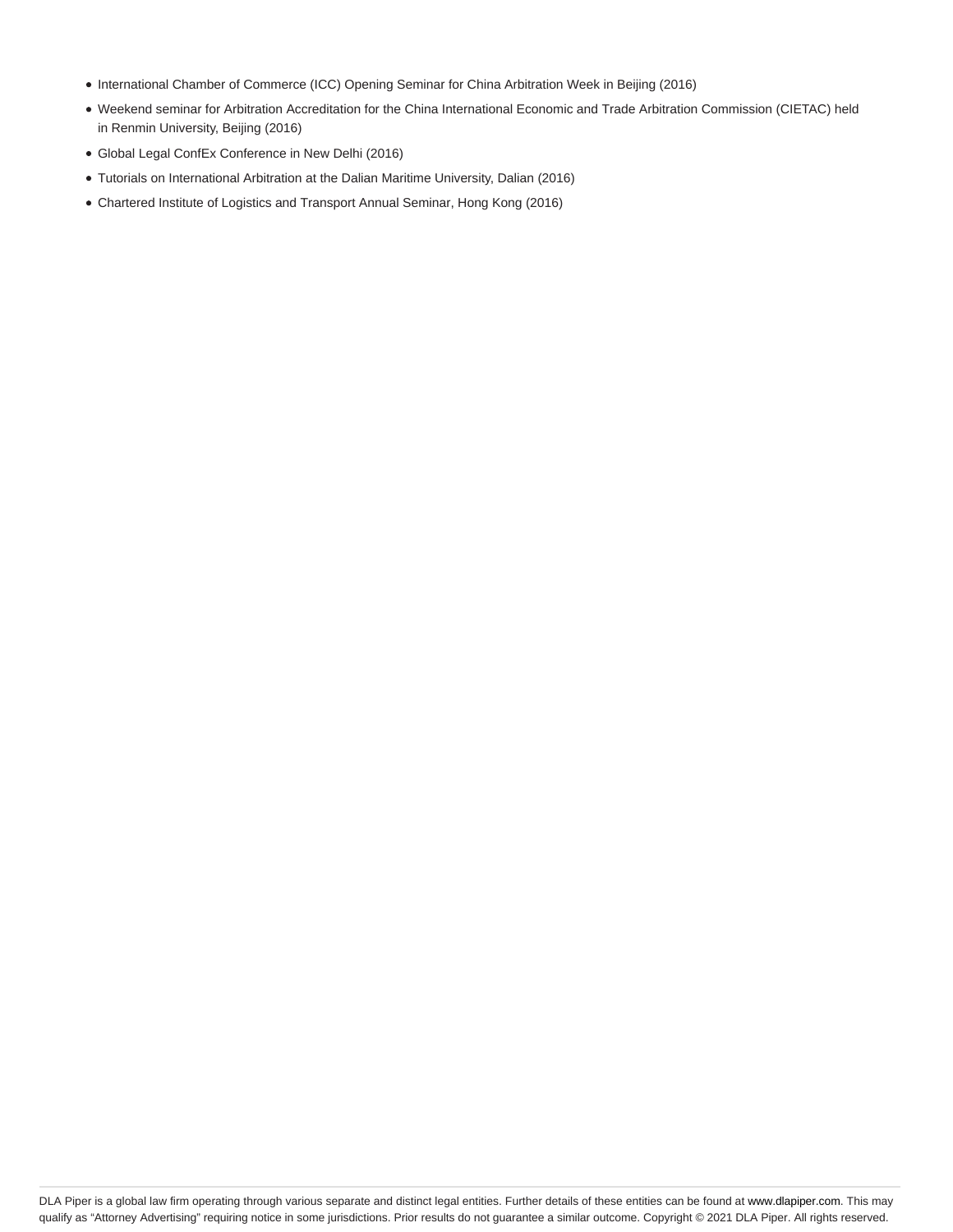- International Chamber of Commerce (ICC) Opening Seminar for China Arbitration Week in Beijing (2016)
- Weekend seminar for Arbitration Accreditation for the China International Economic and Trade Arbitration Commission (CIETAC) held in Renmin University, Beijing (2016)
- Global Legal ConfEx Conference in New Delhi (2016)
- Tutorials on International Arbitration at the Dalian Maritime University, Dalian (2016)
- Chartered Institute of Logistics and Transport Annual Seminar, Hong Kong (2016)

DLA Piper is a global law firm operating through various separate and distinct legal entities. Further details of these entities can be found at www.dlapiper.com. This may qualify as "Attorney Advertising" requiring notice in some jurisdictions. Prior results do not guarantee a similar outcome. Copyright © 2021 DLA Piper. All rights reserved.